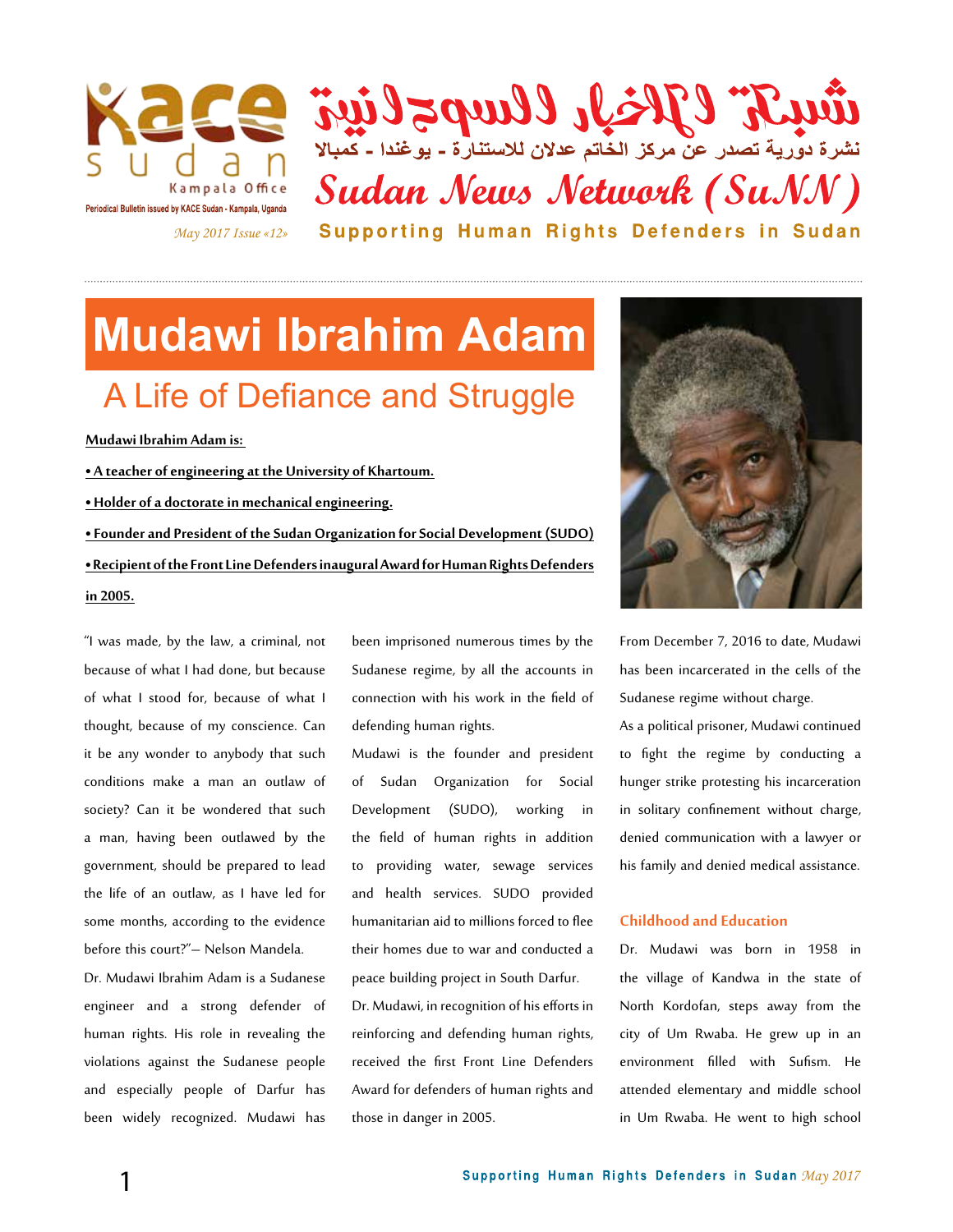Kace sudan Kampala Office

Periodical Bulletin issued by KACE Sudan - Kampala, Uganda

*May 2017 Issue «12»*

شبكة الأخبار السودانية

نشرة دورية تصدر عن مركز الخاتم عدلان للاستنارة - يوغندا - كمبالا

*Sudan News Network (SuNN)*

**Supporting Human Rights Defenders in Sudan**

# Mudawi Ibrahim Adam

## A Life of Defiance and Struggle

**Mudawi Ibrahim Adam is:**

**• A teacher of engineering at the University of Khartoum.**

**• Holder of a doctorate in mechanical engineering.**

**• Founder and President of the Sudan Organization for Social Development (SUDO)**

**• Recipient of the Front Line Defenders inaugural Award for Human Rights Defenders in 2005.**

"I was made, by the law, a criminal, not because of what I had done, but because of what I stood for, because of what I thought, because of my conscience. Can it be any wonder to anybody that such conditions make a man an outlaw of society? Can it be wondered that such a man, having been outlawed by the government, should be prepared to lead the life of an outlaw, as I have led for some months, according to the evidence before this court?"– Nelson Mandela.

Dr. Mudawi Ibrahim Adam is a Sudanese engineer and a strong defender of human rights. His role in revealing the violations against the Sudanese people and especially people of Darfur has been widely recognized. Mudawi has been imprisoned numerous times by the Sudanese regime, by all the accounts in connection with his work in the field of defending human rights.

Mudawi is the founder and president of Sudan Organization for Social Development (SUDO), working in the field of human rights in addition to providing water, sewage services and health services. SUDO provided humanitarian aid to millions forced to flee their homes due to war and conducted a peace building project in South Darfur.

Dr. Mudawi, in recognition of his efforts in reinforcing and defending human rights, received the first Front Line Defenders Award for defenders of human rights and those in danger in 2005.

From December 7, 2016 to date, Mudawi has been incarcerated in the cells of the Sudanese regime without charge.

As a political prisoner, Mudawi continued to fight the regime by conducting a hunger strike protesting his incarceration in solitary confinement without charge, denied communication with a lawyer or his family and denied medical assistance.

### Childhood and Education

Dr. Mudawi was born in 1958 in the village of Kandwa in the state of North Kordofan, steps away from the city of Um Rwaba. He grew up in an environment filled with Sufism. He attended elementary and middle school in Um Rwaba. He went to high school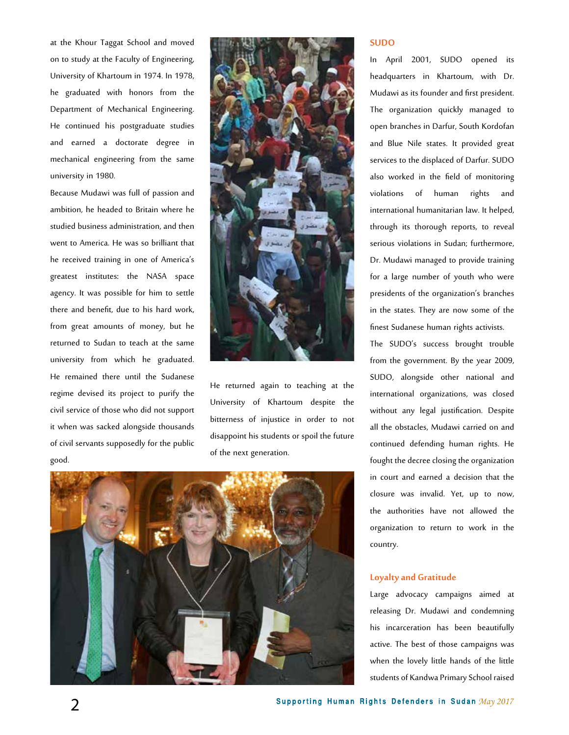at the Khour Taggat School and moved on to study at the Faculty of Engineering, University of Khartoum in 1974. In 1978, he graduated with honors from the Department of Mechanical Engineering. He continued his postgraduate studies and earned a doctorate degree in mechanical engineering from the same university in 1980.

Because Mudawi was full of passion and ambition, he headed to Britain where he studied business administration, and then went to America. He was so brilliant that he received training in one of America's greatest institutes: the NASA space agency. It was possible for him to settle there and benefit, due to his hard work, from great amounts of money, but he returned to Sudan to teach at the same university from which he graduated. He remained there until the Sudanese regime devised its project to purify the civil service of those who did not support it when was sacked alongside thousands of civil servants supposedly for the public good.

He returned again to teaching at the University of Khartoum despite the bitterness of injustice in order to not disappoint his students or spoil the future of the next generation.

## SUDO

In April 2001, SUDO opened its headquarters in Khartoum, with Dr. Mudawi as its founder and first president. The organization quickly managed to open branches in Darfur, South Kordofan and Blue Nile states. It provided great services to the displaced of Darfur. SUDO also worked in the field of monitoring violations of human rights and international humanitarian law. It helped, through its thorough reports, to reveal serious violations in Sudan; furthermore, Dr. Mudawi managed to provide training for a large number of youth who were presidents of the organization's branches in the states. They are now some of the finest Sudanese human rights activists.

The SUDO's success brought trouble from the government. By the year 2009, SUDO, alongside other national and international organizations, was closed without any legal justification. Despite all the obstacles, Mudawi carried on and continued defending human rights. He fought the decree closing the organization in court and earned a decision that the closure was invalid. Yet, up to now, the authorities have not allowed the organization to return to work in the country.

## Loyalty and Gratitude

Large advocacy campaigns aimed at releasing Dr. Mudawi and condemning his incarceration has been beautifully active. The best of those campaigns was when the lovely little hands of the little students of Kandwa Primary School raised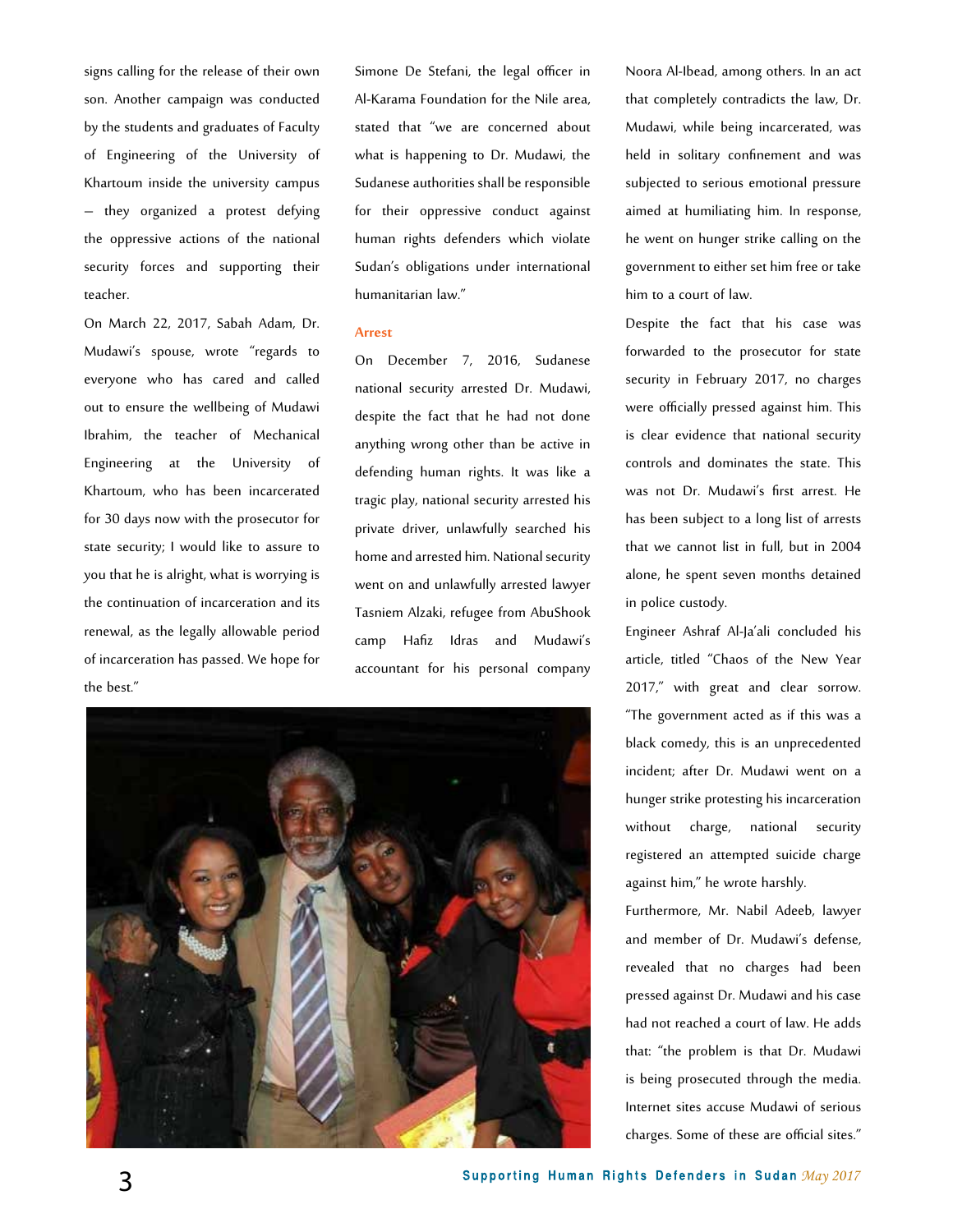signs calling for the release of their own son. Another campaign was conducted by the students and graduates of Faculty of Engineering of the University of Khartoum inside the university campus – they organized a protest defying the oppressive actions of the national security forces and supporting their teacher.

On March 22, 2017, Sabah Adam, Dr. Mudawi's spouse, wrote "regards to everyone who has cared and called out to ensure the wellbeing of Mudawi Ibrahim, the teacher of Mechanical Engineering at the University of Khartoum, who has been incarcerated for 30 days now with the prosecutor for state security; I would like to assure to you that he is alright, what is worrying is the continuation of incarceration and its renewal, as the legally allowable period of incarceration has passed. We hope for the best."

Simone De Stefani, the legal officer in Al-Karama Foundation for the Nile area, stated that "we are concerned about what is happening to Dr. Mudawi, the Sudanese authorities shall be responsible for their oppressive conduct against human rights defenders which violate Sudan's obligations under international humanitarian law."

### Arrest

On December 7, 2016, Sudanese national security arrested Dr. Mudawi, despite the fact that he had not done anything wrong other than be active in defending human rights. It was like a tragic play, national security arrested his private driver, unlawfully searched his home and arrested him. National security went on and unlawfully arrested lawyer Tasniem Alzaki, refugee from AbuShook camp Hafiz Idras and Mudawi's accountant for his personal company Noora Al-Ibead, among others. In an act that completely contradicts the law, Dr. Mudawi, while being incarcerated, was held in solitary confinement and was subjected to serious emotional pressure aimed at humiliating him. In response, he went on hunger strike calling on the government to either set him free or take him to a court of law.

Despite the fact that his case was forwarded to the prosecutor for state security in February 2017, no charges were officially pressed against him. This is clear evidence that national security controls and dominates the state. This was not Dr. Mudawi's first arrest. He has been subject to a long list of arrests that we cannot list in full, but in 2004 alone, he spent seven months detained in police custody.

Engineer Ashraf Al-Ja'ali concluded his article, titled "Chaos of the New Year 2017," with great and clear sorrow. "The government acted as if this was a black comedy, this is an unprecedented incident; after Dr. Mudawi went on a hunger strike protesting his incarceration without charge, national security registered an attempted suicide charge against him," he wrote harshly.

Furthermore, Mr. Nabil Adeeb, lawyer and member of Dr. Mudawi's defense, revealed that no charges had been pressed against Dr. Mudawi and his case had not reached a court of law. He adds that: "the problem is that Dr. Mudawi is being prosecuted through the media. Internet sites accuse Mudawi of serious charges. Some of these are official sites."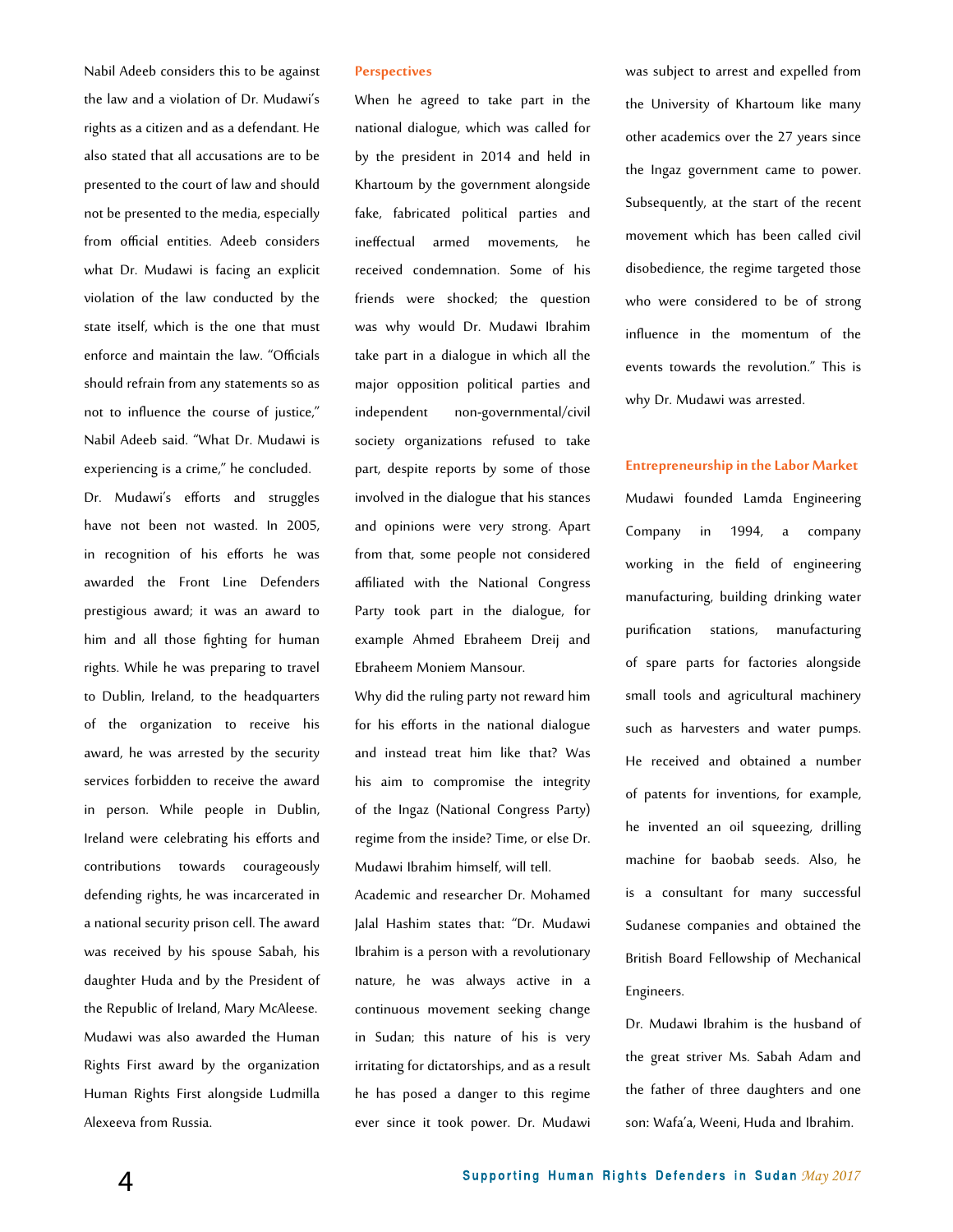Nabil Adeeb considers this to be against the law and a violation of Dr. Mudawi's rights as a citizen and as a defendant. He also stated that all accusations are to be presented to the court of law and should not be presented to the media, especially from official entities. Adeeb considers what Dr. Mudawi is facing an explicit violation of the law conducted by the state itself, which is the one that must enforce and maintain the law. "Officials should refrain from any statements so as not to influence the course of justice," Nabil Adeeb said. "What Dr. Mudawi is experiencing is a crime," he concluded.

Dr. Mudawi's efforts and struggles have not been not wasted. In 2005, in recognition of his efforts he was awarded the Front Line Defenders prestigious award; it was an award to him and all those fighting for human rights. While he was preparing to travel to Dublin, Ireland, to the headquarters of the organization to receive his award, he was arrested by the security services forbidden to receive the award in person. While people in Dublin, Ireland were celebrating his efforts and contributions towards courageously defending rights, he was incarcerated in a national security prison cell. The award was received by his spouse Sabah, his daughter Huda and by the President of the Republic of Ireland, Mary McAleese. Mudawi was also awarded the Human Rights First award by the organization Human Rights First alongside Ludmilla Alexeeva from Russia.

## Perspectives

When he agreed to take part in the national dialogue, which was called for by the president in 2014 and held in Khartoum by the government alongside fake, fabricated political parties and ineffectual armed movements, he received condemnation. Some of his friends were shocked; the question was why would Dr. Mudawi Ibrahim take part in a dialogue in which all the major opposition political parties and independent non-governmental/civil society organizations refused to take part, despite reports by some of those involved in the dialogue that his stances and opinions were very strong. Apart from that, some people not considered affiliated with the National Congress Party took part in the dialogue, for example Ahmed Ebraheem Dreij and Ebraheem Moniem Mansour.

Why did the ruling party not reward him for his efforts in the national dialogue and instead treat him like that? Was his aim to compromise the integrity of the Ingaz (National Congress Party) regime from the inside? Time, or else Dr. Mudawi Ibrahim himself, will tell.

Academic and researcher Dr. Mohamed Jalal Hashim states that: "Dr. Mudawi Ibrahim is a person with a revolutionary nature, he was always active in a continuous movement seeking change in Sudan; this nature of his is very irritating for dictatorships, and as a result he has posed a danger to this regime ever since it took power. Dr. Mudawi was subject to arrest and expelled from the University of Khartoum like many other academics over the 27 years since the Ingaz government came to power. Subsequently, at the start of the recent movement which has been called civil disobedience, the regime targeted those who were considered to be of strong influence in the momentum of the events towards the revolution." This is why Dr. Mudawi was arrested.

## Entrepreneurship in the Labor Market

Mudawi founded Lamda Engineering Company in 1994, a company working in the field of engineering manufacturing, building drinking water purification stations, manufacturing of spare parts for factories alongside small tools and agricultural machinery such as harvesters and water pumps. He received and obtained a number of patents for inventions, for example, he invented an oil squeezing, drilling machine for baobab seeds. Also, he is a consultant for many successful Sudanese companies and obtained the British Board Fellowship of Mechanical Engineers.

Dr. Mudawi Ibrahim is the husband of the great striver Ms. Sabah Adam and the father of three daughters and one son: Wafa'a, Weeni, Huda and Ibrahim.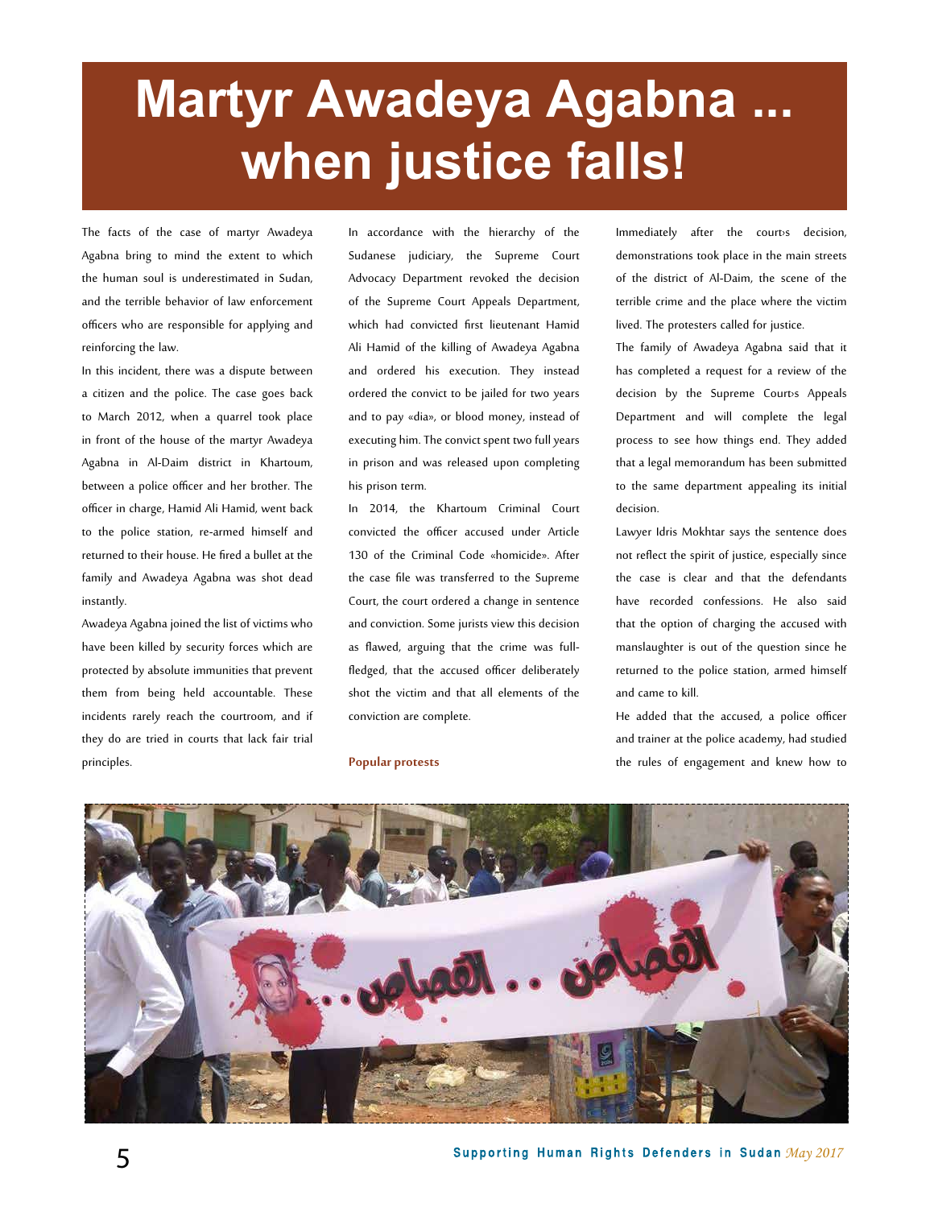# Martyr Awadeya Agabna ... when justice falls!

The facts of the case of martyr Awadeya Agabna bring to mind the extent to which the human soul is underestimated in Sudan, and the terrible behavior of law enforcement officers who are responsible for applying and reinforcing the law.

In this incident, there was a dispute between a citizen and the police. The case goes back to March 2012, when a quarrel took place in front of the house of the martyr Awadeya Agabna in Al-Daim district in Khartoum, between a police officer and her brother. The officer in charge, Hamid Ali Hamid, went back to the police station, re-armed himself and returned to their house. He fired a bullet at the family and Awadeya Agabna was shot dead instantly.

Awadeya Agabna joined the list of victims who have been killed by security forces which are protected by absolute immunities that prevent them from being held accountable. These incidents rarely reach the courtroom, and if they do are tried in courts that lack fair trial principles.

In accordance with the hierarchy of the Sudanese judiciary, the Supreme Court Advocacy Department revoked the decision of the Supreme Court Appeals Department, which had convicted first lieutenant Hamid Ali Hamid of the killing of Awadeya Agabna and ordered his execution. They instead ordered the convict to be jailed for two years and to pay «dia», or blood money, instead of executing him. The convict spent two full years in prison and was released upon completing his prison term.

In 2014, the Khartoum Criminal Court convicted the officer accused under Article 130 of the Criminal Code «homicide». After the case file was transferred to the Supreme Court, the court ordered a change in sentence and conviction. Some jurists view this decision as flawed, arguing that the crime was full-fledged, that the accused officer deliberately shot the victim and that all elements of the conviction are complete.

**Popular protests**

Immediately after the court›s decision, demonstrations took place in the main streets of the district of Al-Daim, the scene of the terrible crime and the place where the victim lived. The protesters called for justice.

The family of Awadeya Agabna said that it has completed a request for a review of the decision by the Supreme Court›s Appeals Department and will complete the legal process to see how things end. They added that a legal memorandum has been submitted to the same department appealing its initial decision.

Lawyer Idris Mokhtar says the sentence does not reflect the spirit of justice, especially since the case is clear and that the defendants have recorded confessions. He also said that the option of charging the accused with manslaughter is out of the question since he returned to the police station, armed himself and came to kill.

He added that the accused, a police officer and trainer at the police academy, had studied the rules of engagement and knew how to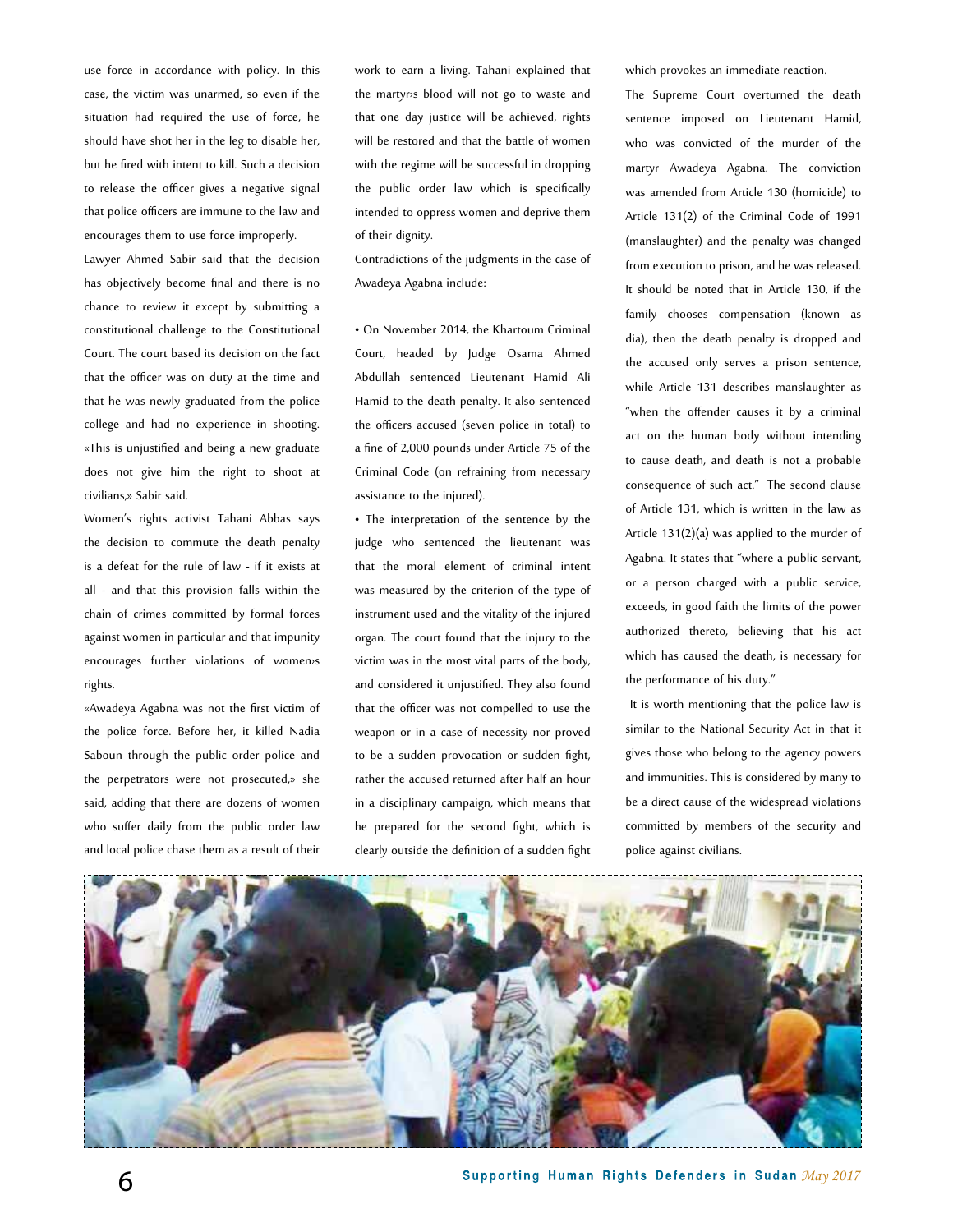use force in accordance with policy. In this case, the victim was unarmed, so even if the situation had required the use of force, he should have shot her in the leg to disable her, but he fired with intent to kill. Such a decision to release the officer gives a negative signal that police officers are immune to the law and encourages them to use force improperly.

Lawyer Ahmed Sabir said that the decision has objectively become final and there is no chance to review it except by submitting a constitutional challenge to the Constitutional Court. The court based its decision on the fact that the officer was on duty at the time and that he was newly graduated from the police college and had no experience in shooting. «This is unjustified and being a new graduate does not give him the right to shoot at civilians,» Sabir said.

Women's rights activist Tahani Abbas says the decision to commute the death penalty is a defeat for the rule of law - if it exists at all - and that this provision falls within the chain of crimes committed by formal forces against women in particular and that impunity encourages further violations of women›s rights.

«Awadeya Agabna was not the first victim of the police force. Before her, it killed Nadia Saboun through the public order police and the perpetrators were not prosecuted,» she said, adding that there are dozens of women who suffer daily from the public order law and local police chase them as a result of their work to earn a living. Tahani explained that the martyr›s blood will not go to waste and that one day justice will be achieved, rights will be restored and that the battle of women with the regime will be successful in dropping the public order law which is specifically intended to oppress women and deprive them of their dignity.

Contradictions of the judgments in the case of Awadeya Agabna include:

- On November 2014, the Khartoum Criminal Court, headed by Judge Osama Ahmed Abdullah sentenced Lieutenant Hamid Ali Hamid to the death penalty. It also sentenced the officers accused (seven police in total) to a fine of 2,000 pounds under Article 75 of the Criminal Code (on refraining from necessary assistance to the injured).
- The interpretation of the sentence by the judge who sentenced the lieutenant was that the moral element of criminal intent was measured by the criterion of the type of instrument used and the vitality of the injured organ. The court found that the injury to the victim was in the most vital parts of the body, and considered it unjustified. They also found that the officer was not compelled to use the weapon or in a case of necessity nor proved to be a sudden provocation or sudden fight, rather the accused returned after half an hour in a disciplinary campaign, which means that he prepared for the second fight, which is clearly outside the definition of a sudden fight which provokes an immediate reaction.

The Supreme Court overturned the death sentence imposed on Lieutenant Hamid, who was convicted of the murder of the martyr Awadeya Agabna. The conviction was amended from Article 130 (homicide) to Article 131(2) of the Criminal Code of 1991 (manslaughter) and the penalty was changed from execution to prison, and he was released. It should be noted that in Article 130, if the family chooses compensation (known as dia), then the death penalty is dropped and the accused only serves a prison sentence, while Article 131 describes manslaughter as "when the offender causes it by a criminal act on the human body without intending to cause death, and death is not a probable consequence of such act." The second clause of Article 131, which is written in the law as Article 131(2)(a) was applied to the murder of Agabna. It states that "where a public servant, or a person charged with a public service, exceeds, in good faith the limits of the power authorized thereto, believing that his act which has caused the death, is necessary for the performance of his duty."

It is worth mentioning that the police law is similar to the National Security Act in that it gives those who belong to the agency powers and immunities. This is considered by many to be a direct cause of the widespread violations committed by members of the security and police against civilians.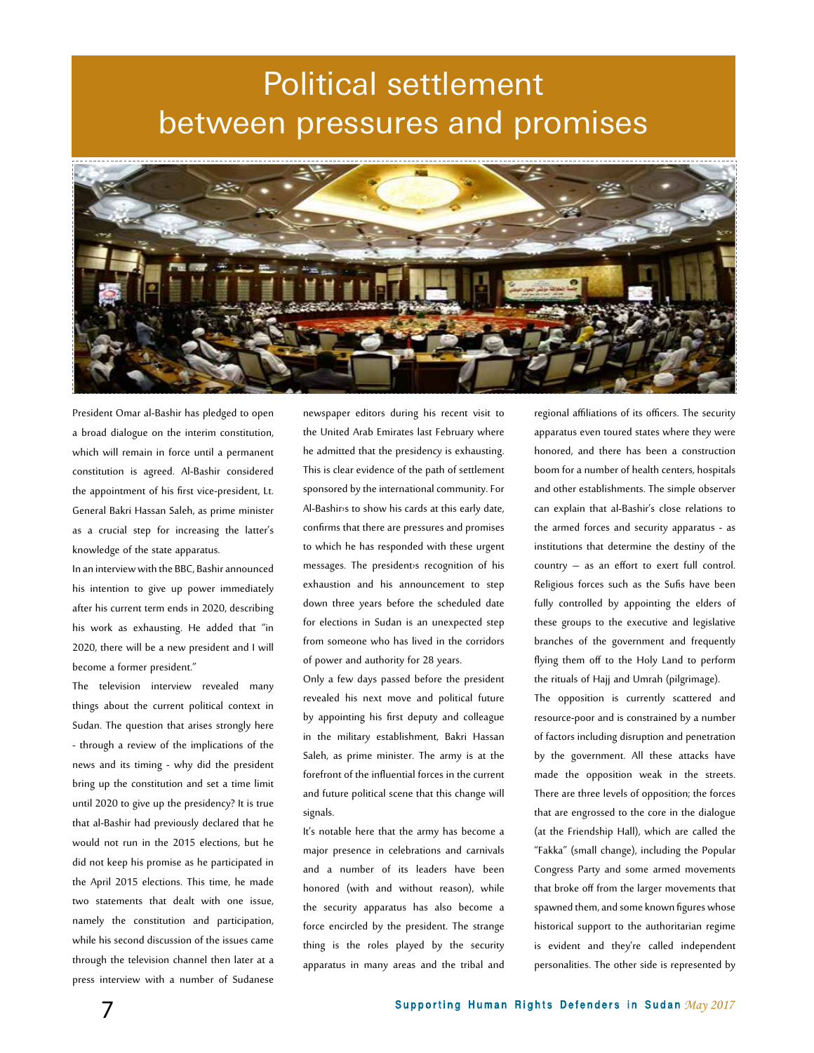# Political settlement between pressures and promises

President Omar al-Bashir has pledged to open a broad dialogue on the interim constitution, which will remain in force until a permanent constitution is agreed. Al-Bashir considered the appointment of his first vice-president, Lt. General Bakri Hassan Saleh, as prime minister as a crucial step for increasing the latter's knowledge of the state apparatus.

In an interview with the BBC, Bashir announced his intention to give up power immediately after his current term ends in 2020, describing his work as exhausting. He added that "in 2020, there will be a new president and I will become a former president."

The television interview revealed many things about the current political context in Sudan. The question that arises strongly here - through a review of the implications of the news and its timing - why did the president bring up the constitution and set a time limit until 2020 to give up the presidency? It is true that al-Bashir had previously declared that he would not run in the 2015 elections, but he did not keep his promise as he participated in the April 2015 elections. This time, he made two statements that dealt with one issue, namely the constitution and participation, while his second discussion of the issues came through the television channel then later at a press interview with a number of Sudanese newspaper editors during his recent visit to the United Arab Emirates last February where he admitted that the presidency is exhausting. This is clear evidence of the path of settlement sponsored by the international community. For Al-Bashir›s to show his cards at this early date, confirms that there are pressures and promises to which he has responded with these urgent messages. The president›s recognition of his exhaustion and his announcement to step down three years before the scheduled date for elections in Sudan is an unexpected step from someone who has lived in the corridors of power and authority for 28 years.

Only a few days passed before the president revealed his next move and political future by appointing his first deputy and colleague in the military establishment, Bakri Hassan Saleh, as prime minister. The army is at the forefront of the influential forces in the current and future political scene that this change will signals.

It's notable here that the army has become a major presence in celebrations and carnivals and a number of its leaders have been honored (with and without reason), while the security apparatus has also become a force encircled by the president. The strange thing is the roles played by the security apparatus in many areas and the tribal and regional affiliations of its officers. The security apparatus even toured states where they were honored, and there has been a construction boom for a number of health centers, hospitals and other establishments. The simple observer can explain that al-Bashir's close relations to the armed forces and security apparatus - as institutions that determine the destiny of the country – as an effort to exert full control. Religious forces such as the Sufis have been fully controlled by appointing the elders of these groups to the executive and legislative branches of the government and frequently flying them off to the Holy Land to perform the rituals of Hajj and Umrah (pilgrimage).

The opposition is currently scattered and resource-poor and is constrained by a number of factors including disruption and penetration by the government. All these attacks have made the opposition weak in the streets. There are three levels of opposition; the forces that are engrossed to the core in the dialogue (at the Friendship Hall), which are called the "Fakka" (small change), including the Popular Congress Party and some armed movements that broke off from the larger movements that spawned them, and some known figures whose historical support to the authoritarian regime is evident and they're called independent personalities. The other side is represented by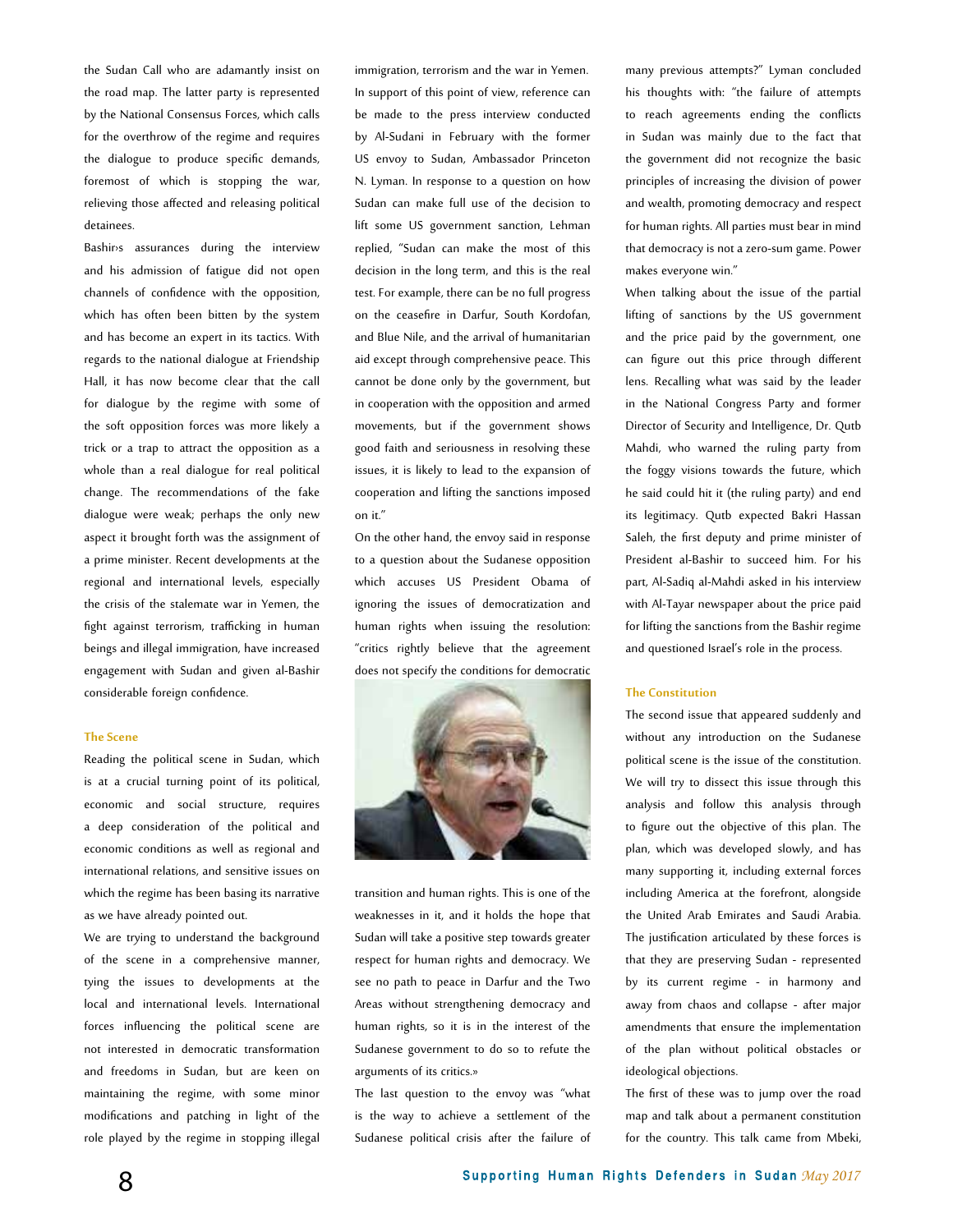the Sudan Call who are adamantly insist on the road map. The latter party is represented by the National Consensus Forces, which calls for the overthrow of the regime and requires the dialogue to produce specific demands, foremost of which is stopping the war, relieving those affected and releasing political detainees.

Bashir›s assurances during the interview and his admission of fatigue did not open channels of confidence with the opposition, which has often been bitten by the system and has become an expert in its tactics. With regards to the national dialogue at Friendship Hall, it has now become clear that the call for dialogue by the regime with some of the soft opposition forces was more likely a trick or a trap to attract the opposition as a whole than a real dialogue for real political change. The recommendations of the fake dialogue were weak; perhaps the only new aspect it brought forth was the assignment of a prime minister. Recent developments at the regional and international levels, especially the crisis of the stalemate war in Yemen, the fight against terrorism, trafficking in human beings and illegal immigration, have increased engagement with Sudan and given al-Bashir considerable foreign confidence.

### The Scene

Reading the political scene in Sudan, which is at a crucial turning point of its political, economic and social structure, requires a deep consideration of the political and economic conditions as well as regional and international relations, and sensitive issues on which the regime has been basing its narrative as we have already pointed out.

We are trying to understand the background of the scene in a comprehensive manner, tying the issues to developments at the local and international levels. International forces influencing the political scene are not interested in democratic transformation and freedoms in Sudan, but are keen on maintaining the regime, with some minor modifications and patching in light of the role played by the regime in stopping illegal immigration, terrorism and the war in Yemen. In support of this point of view, reference can be made to the press interview conducted by Al-Sudani in February with the former US envoy to Sudan, Ambassador Princeton N. Lyman. In response to a question on how Sudan can make full use of the decision to lift some US government sanction, Lehman replied, "Sudan can make the most of this decision in the long term, and this is the real test. For example, there can be no full progress on the ceasefire in Darfur, South Kordofan, and Blue Nile, and the arrival of humanitarian aid except through comprehensive peace. This cannot be done only by the government, but in cooperation with the opposition and armed movements, but if the government shows good faith and seriousness in resolving these issues, it is likely to lead to the expansion of cooperation and lifting the sanctions imposed on it."

On the other hand, the envoy said in response to a question about the Sudanese opposition which accuses US President Obama of ignoring the issues of democratization and human rights when issuing the resolution: "critics rightly believe that the agreement does not specify the conditions for democratic transition and human rights. This is one of the weaknesses in it, and it holds the hope that Sudan will take a positive step towards greater respect for human rights and democracy. We see no path to peace in Darfur and the Two Areas without strengthening democracy and human rights, so it is in the interest of the Sudanese government to do so to refute the arguments of its critics.»

The last question to the envoy was "what is the way to achieve a settlement of the Sudanese political crisis after the failure of many previous attempts?" Lyman concluded his thoughts with: "the failure of attempts to reach agreements ending the conflicts in Sudan was mainly due to the fact that the government did not recognize the basic principles of increasing the division of power and wealth, promoting democracy and respect for human rights. All parties must bear in mind that democracy is not a zero-sum game. Power makes everyone win."

When talking about the issue of the partial lifting of sanctions by the US government and the price paid by the government, one can figure out this price through different lens. Recalling what was said by the leader in the National Congress Party and former Director of Security and Intelligence, Dr. Qutb Mahdi, who warned the ruling party from the foggy visions towards the future, which he said could hit it (the ruling party) and end its legitimacy. Qutb expected Bakri Hassan Saleh, the first deputy and prime minister of President al-Bashir to succeed him. For his part, Al-Sadiq al-Mahdi asked in his interview with Al-Tayar newspaper about the price paid for lifting the sanctions from the Bashir regime and questioned Israel's role in the process.

### The Constitution

The second issue that appeared suddenly and without any introduction on the Sudanese political scene is the issue of the constitution. We will try to dissect this issue through this analysis and follow this analysis through to figure out the objective of this plan. The plan, which was developed slowly, and has many supporting it, including external forces including America at the forefront, alongside the United Arab Emirates and Saudi Arabia. The justification articulated by these forces is that they are preserving Sudan - represented by its current regime - in harmony and away from chaos and collapse - after major amendments that ensure the implementation of the plan without political obstacles or ideological objections.

The first of these was to jump over the road map and talk about a permanent constitution for the country. This talk came from Mbeki,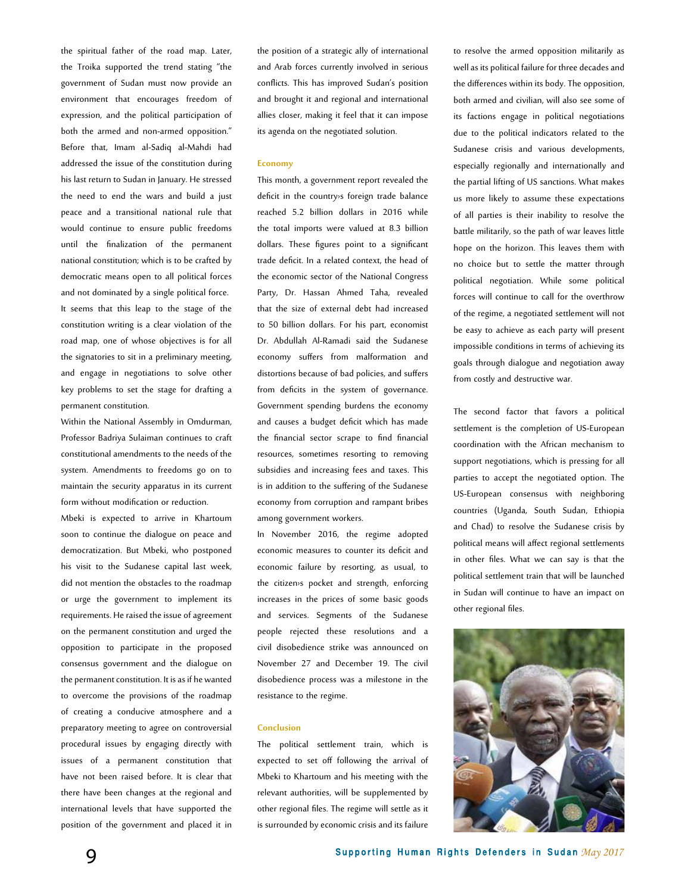the spiritual father of the road map. Later, the Troika supported the trend stating "the government of Sudan must now provide an environment that encourages freedom of expression, and the political participation of both the armed and non-armed opposition." Before that, Imam al-Sadiq al-Mahdi had addressed the issue of the constitution during his last return to Sudan in January. He stressed the need to end the wars and build a just peace and a transitional national rule that would continue to ensure public freedoms until the finalization of the permanent national constitution; which is to be crafted by democratic means open to all political forces and not dominated by a single political force.

It seems that this leap to the stage of the constitution writing is a clear violation of the road map, one of whose objectives is for all the signatories to sit in a preliminary meeting, and engage in negotiations to solve other key problems to set the stage for drafting a permanent constitution.

Within the National Assembly in Omdurman, Professor Badriya Sulaiman continues to craft constitutional amendments to the needs of the system. Amendments to freedoms go on to maintain the security apparatus in its current form without modification or reduction.

Mbeki is expected to arrive in Khartoum soon to continue the dialogue on peace and democratization. But Mbeki, who postponed his visit to the Sudanese capital last week, did not mention the obstacles to the roadmap or urge the government to implement its requirements. He raised the issue of agreement on the permanent constitution and urged the opposition to participate in the proposed consensus government and the dialogue on the permanent constitution. It is as if he wanted to overcome the provisions of the roadmap of creating a conducive atmosphere and a preparatory meeting to agree on controversial procedural issues by engaging directly with issues of a permanent constitution that have not been raised before. It is clear that there have been changes at the regional and international levels that have supported the position of the government and placed it in the position of a strategic ally of international and Arab forces currently involved in serious conflicts. This has improved Sudan's position and brought it and regional and international allies closer, making it feel that it can impose its agenda on the negotiated solution.

### Economy

This month, a government report revealed the deficit in the country›s foreign trade balance reached 5.2 billion dollars in 2016 while the total imports were valued at 8.3 billion dollars. These figures point to a significant trade deficit. In a related context, the head of the economic sector of the National Congress Party, Dr. Hassan Ahmed Taha, revealed that the size of external debt had increased to 50 billion dollars. For his part, economist Dr. Abdullah Al-Ramadi said the Sudanese economy suffers from malformation and distortions because of bad policies, and suffers from deficits in the system of governance. Government spending burdens the economy and causes a budget deficit which has made the financial sector scrape to find financial resources, sometimes resorting to removing subsidies and increasing fees and taxes. This is in addition to the suffering of the Sudanese economy from corruption and rampant bribes among government workers.

In November 2016, the regime adopted economic measures to counter its deficit and economic failure by resorting, as usual, to the citizen›s pocket and strength, enforcing increases in the prices of some basic goods and services. Segments of the Sudanese people rejected these resolutions and a civil disobedience strike was announced on November 27 and December 19. The civil disobedience process was a milestone in the resistance to the regime.

### Conclusion

The political settlement train, which is expected to set off following the arrival of Mbeki to Khartoum and his meeting with the relevant authorities, will be supplemented by other regional files. The regime will settle as it is surrounded by economic crisis and its failure to resolve the armed opposition militarily as well as its political failure for three decades and the differences within its body. The opposition, both armed and civilian, will also see some of its factions engage in political negotiations due to the political indicators related to the Sudanese crisis and various developments, especially regionally and internationally and the partial lifting of US sanctions. What makes us more likely to assume these expectations of all parties is their inability to resolve the battle militarily, so the path of war leaves little hope on the horizon. This leaves them with no choice but to settle the matter through political negotiation. While some political forces will continue to call for the overthrow of the regime, a negotiated settlement will not be easy to achieve as each party will present impossible conditions in terms of achieving its goals through dialogue and negotiation away from costly and destructive war.

The second factor that favors a political settlement is the completion of US-European coordination with the African mechanism to support negotiations, which is pressing for all parties to accept the negotiated option. The US-European consensus with neighboring countries (Uganda, South Sudan, Ethiopia and Chad) to resolve the Sudanese crisis by political means will affect regional settlements in other files. What we can say is that the political settlement train that will be launched in Sudan will continue to have an impact on other regional files.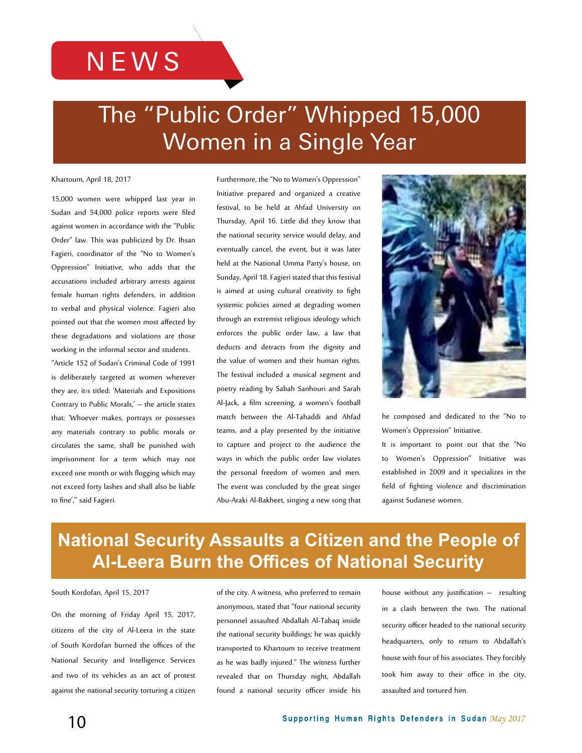# NEWS

## The "Public Order" Whipped 15,000 Women in a Single Year

Khartoum, April 18, 2017

15,000 women were whipped last year in Sudan and 54,000 police reports were filed against women in accordance with the "Public Order" law. This was publicized by Dr. Ihsan Fagieri, coordinator of the "No to Women's Oppression" Initiative, who adds that the accusations included arbitrary arrests against female human rights defenders, in addition to verbal and physical violence. Fagieri also pointed out that the women most affected by these degradations and violations are those working in the informal sector and students.

"Article 152 of Sudan's Criminal Code of 1991 is deliberately targeted at women wherever they are, it›s titled: 'Materials and Expositions Contrary to Public Morals,' – the article states that: 'Whoever makes, portrays or possesses any materials contrary to public morals or circulates the same, shall be punished with imprisonment for a term which may not exceed one month or with flogging which may not exceed forty lashes and shall also be liable to fine'," said Fagieri.

Furthermore, the "No to Women's Oppression" Initiative prepared and organized a creative festival, to be held at Ahfad University on Thursday, April 16. Little did they know that the national security service would delay, and eventually cancel, the event, but it was later held at the National Umma Party's house, on Sunday, April 18. Fagieri stated that this festival is aimed at using cultural creativity to fight systemic policies aimed at degrading women through an extremist religious ideology which enforces the public order law, a law that deducts and detracts from the dignity and the value of women and their human rights. The festival included a musical segment and poetry reading by Sabah Sanhouri and Sarah Al-Jack, a film screening, a women's football match between the Al-Tahaddi and Ahfad teams, and a play presented by the initiative to capture and project to the audience the ways in which the public order law violates the personal freedom of women and men. The event was concluded by the great singer Abu-Araki Al-Bakheet, singing a new song that he composed and dedicated to the "No to Women's Oppression" Initiative.

It is important to point out that the "No to Women's Oppression" Initiative was established in 2009 and it specializes in the field of fighting violence and discrimination against Sudanese women.

## National Security Assaults a Citizen and the People of Al-Leera Burn the Offices of National Security

South Kordofan, April 15, 2017

On the morning of Friday April 15, 2017, citizens of the city of Al-Leera in the state of South Kordofan burned the offices of the National Security and Intelligence Services and two of its vehicles as an act of protest against the national security torturing a citizen of the city. A witness, who preferred to remain anonymous, stated that "four national security personnel assaulted Abdallah Al-Tabaq inside the national security buildings; he was quickly transported to Khartoum to receive treatment as he was badly injured." The witness further revealed that on Thursday night, Abdallah found a national security officer inside his house without any justification – resulting in a clash between the two. The national security officer headed to the national security headquarters, only to return to Abdallah's house with four of his associates. They forcibly took him away to their office in the city, assaulted and tortured him.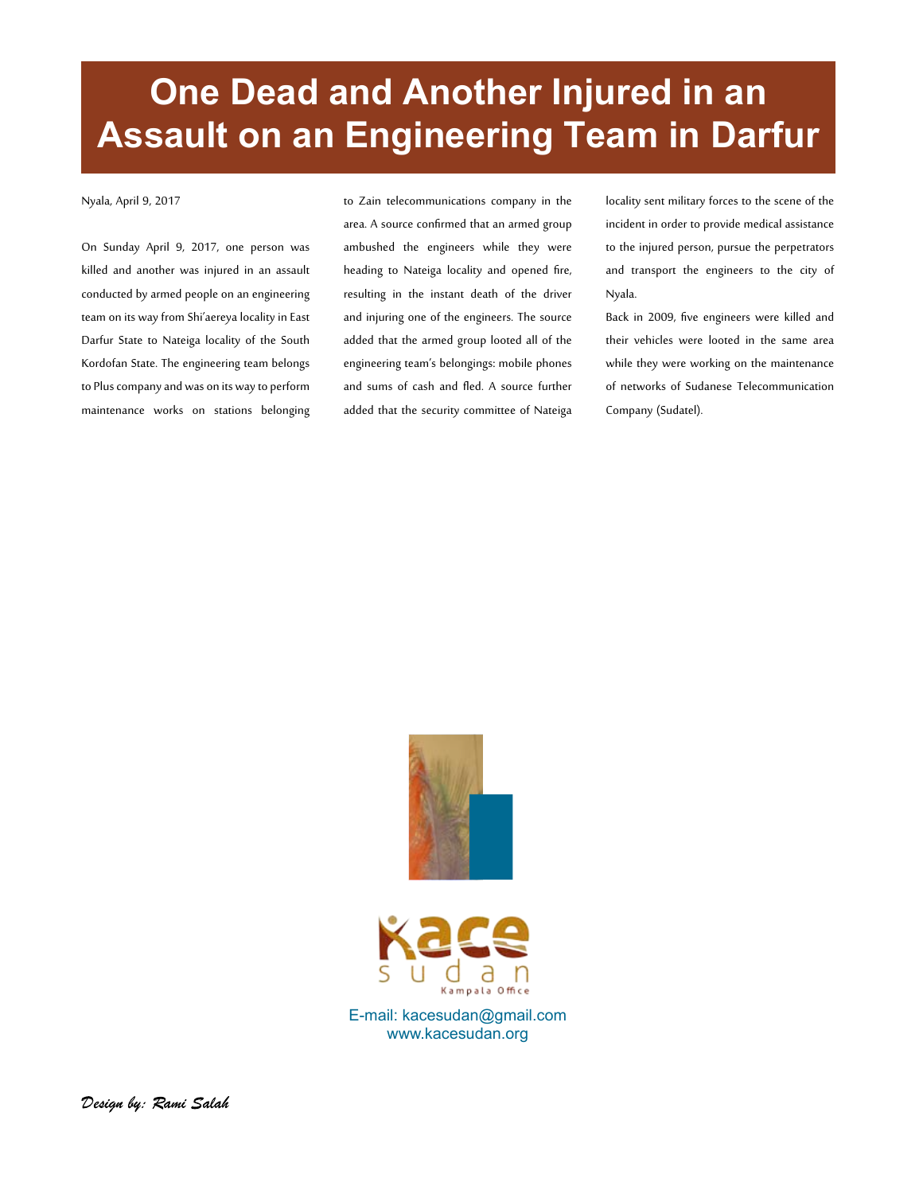# One Dead and Another Injured in an Assault on an Engineering Team in Darfur

Nyala, April 9, 2017

On Sunday April 9, 2017, one person was killed and another was injured in an assault conducted by armed people on an engineering team on its way from Shi'aereya locality in East Darfur State to Nateiga locality of the South Kordofan State. The engineering team belongs to Plus company and was on its way to perform maintenance works on stations belonging to Zain telecommunications company in the area. A source confirmed that an armed group ambushed the engineers while they were heading to Nateiga locality and opened fire, resulting in the instant death of the driver and injuring one of the engineers. The source added that the armed group looted all of the engineering team's belongings: mobile phones and sums of cash and fled. A source further added that the security committee of Nateiga locality sent military forces to the scene of the incident in order to provide medical assistance to the injured person, pursue the perpetrators and transport the engineers to the city of Nyala.

Back in 2009, five engineers were killed and their vehicles were looted in the same area while they were working on the maintenance of networks of Sudanese Telecommunication Company (Sudatel).

kace sudan
Kampala Office

E-mail: kacesudan@gmail.com
www.kacesudan.org

*Design by: Rami Salah*